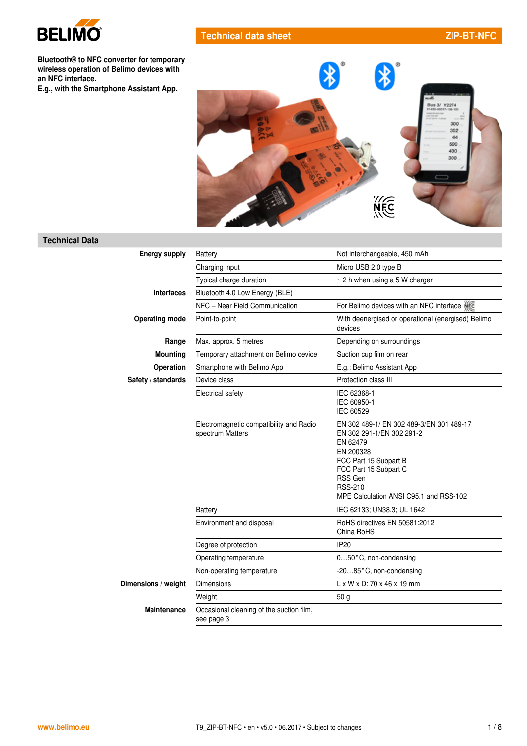# Technical data sheet ZIP-BT-NFC

**Bluetooth® to NFC converter for temporary wireless operation of Belimo devices with an NFC interface.
E.g., with the Smartphone Assistant App.**

## Technical Data

| | | |
|---|---|---|
| **Energy supply** | Battery | Not interchangeable, 450 mAh |
| | Charging input | Micro USB 2.0 type B |
| | Typical charge duration | ~ 2 h when using a 5 W charger |
| **Interfaces** | Bluetooth 4.0 Low Energy (BLE) | |
| | NFC – Near Field Communication | For Belimo devices with an NFC interface |
| **Operating mode** | Point-to-point | With deenergised or operational (energised) Belimo devices |
| **Range** | Max. approx. 5 metres | Depending on surroundings |
| **Mounting** | Temporary attachment on Belimo device | Suction cup film on rear |
| **Operation** | Smartphone with Belimo App | E.g.: Belimo Assistant App |
| **Safety / standards** | Device class | Protection class III |
| | Electrical safety | IEC 62368-1<br>IEC 60950-1<br>IEC 60529 |
| | Electromagnetic compatibility and Radio spectrum Matters | EN 302 489-1/ EN 302 489-3/EN 301 489-17<br>EN 302 291-1/EN 302 291-2<br>EN 62479<br>EN 200328<br>FCC Part 15 Subpart B<br>FCC Part 15 Subpart C<br>RSS Gen<br>RSS-210<br>MPE Calculation ANSI C95.1 and RSS-102 |
| | Battery | IEC 62133; UN38.3; UL 1642 |
| | Environment and disposal | RoHS directives EN 50581:2012<br>China RoHS |
| | Degree of protection | IP20 |
| | Operating temperature | 0…50°C, non-condensing |
| | Non-operating temperature | -20…85°C, non-condensing |
| **Dimensions / weight** | Dimensions | L x W x D: 70 x 46 x 19 mm |
| | Weight | 50 g |
| **Maintenance** | Occasional cleaning of the suction film, see page 3 | |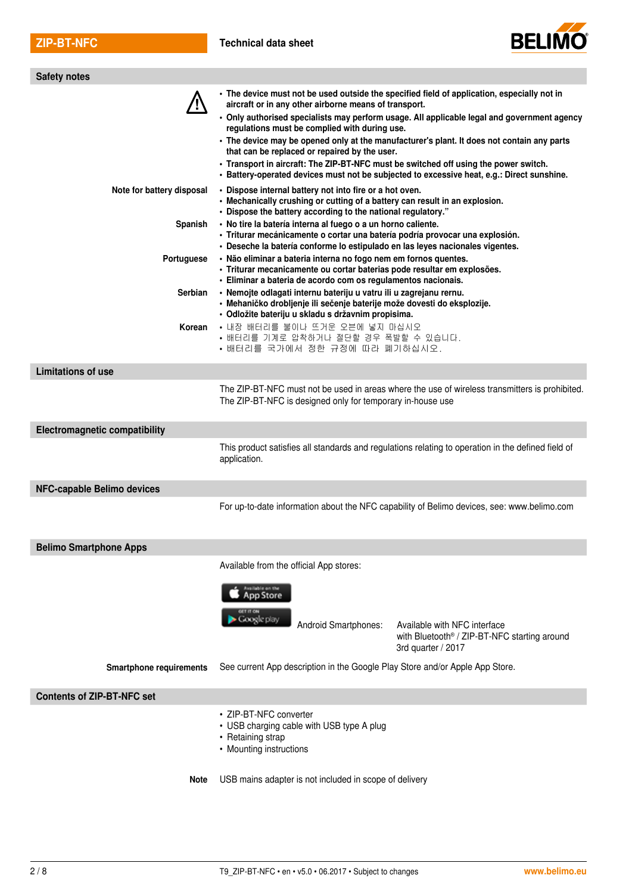## Safety notes

- **The device must not be used outside the specified field of application, especially not in aircraft or in any other airborne means of transport.**
- **Only authorised specialists may perform usage. All applicable legal and government agency regulations must be complied with during use.**
- **The device may be opened only at the manufacturer's plant. It does not contain any parts that can be replaced or repaired by the user.**
- **Transport in aircraft: The ZIP-BT-NFC must be switched off using the power switch.**
- **Battery-operated devices must not be subjected to excessive heat, e.g.: Direct sunshine.**

**Note for battery disposal**

- **Dispose internal battery not into fire or a hot oven.**
- **Mechanically crushing or cutting of a battery can result in an explosion.**
- **Dispose the battery according to the national regulatory."**

**Spanish**

- **No tire la batería interna al fuego o a un horno caliente.**
- **Triturar mecánicamente o cortar una batería podría provocar una explosión.**
- **Deseche la batería conforme lo estipulado en las leyes nacionales vigentes.**

**Portuguese**

- **Não eliminar a bateria interna no fogo nem em fornos quentes.**
- **Triturar mecanicamente ou cortar baterias pode resultar em explosões.**
- **Eliminar a bateria de acordo com os regulamentos nacionais.**

**Serbian**

- **Nemojte odlagati internu bateriju u vatru ili u zagrejanu rernu.**
- **Mehaničko drobljenje ili sečenje baterije može dovesti do eksplozije.**
- **Odložite bateriju u skladu s državnim propisima.**

**Korean**

- 내장 배터리를 불이나 뜨거운 오븐에 넣지 마십시오
- 배터리를 기계로 압착하거나 절단할 경우 폭발할 수 있습니다.
- 배터리를 국가에서 정한 규정에 따라 폐기하십시오.

## Limitations of use

The ZIP-BT-NFC must not be used in areas where the use of wireless transmitters is prohibited. The ZIP-BT-NFC is designed only for temporary in-house use

## Electromagnetic compatibility

This product satisfies all standards and regulations relating to operation in the defined field of application.

## NFC-capable Belimo devices

For up-to-date information about the NFC capability of Belimo devices, see: www.belimo.com

## Belimo Smartphone Apps

Available from the official App stores:

Available on the App Store

GET IT ON Google play

Android Smartphones: Available with NFC interface with Bluetooth® / ZIP-BT-NFC starting around 3rd quarter / 2017

**Smartphone requirements** See current App description in the Google Play Store and/or Apple App Store.

## Contents of ZIP-BT-NFC set

- ZIP-BT-NFC converter
- USB charging cable with USB type A plug
- Retaining strap
- Mounting instructions

**Note** USB mains adapter is not included in scope of delivery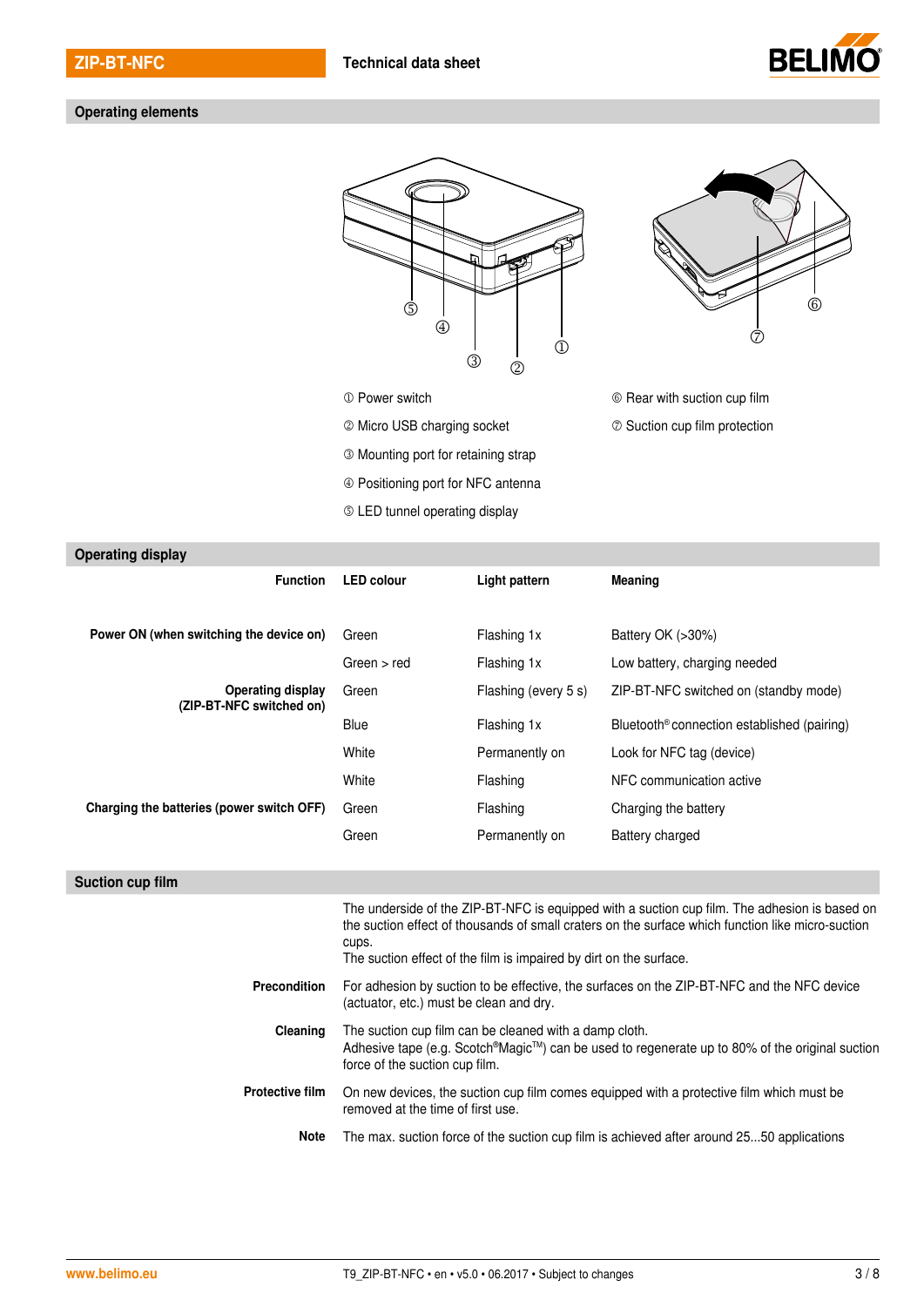## Operating elements

① Power switch

② Micro USB charging socket

③ Mounting port for retaining strap

④ Positioning port for NFC antenna

⑤ LED tunnel operating display

⑥ Rear with suction cup film

⑦ Suction cup film protection

## Operating display

| Function | LED colour | Light pattern | Meaning |
|---|---|---|---|
| **Power ON (when switching the device on)** | Green | Flashing 1x | Battery OK (>30%) |
| | Green > red | Flashing 1x | Low battery, charging needed |
| **Operating display (ZIP-BT-NFC switched on)** | Green | Flashing (every 5 s) | ZIP-BT-NFC switched on (standby mode) |
| | Blue | Flashing 1x | Bluetooth® connection established (pairing) |
| | White | Permanently on | Look for NFC tag (device) |
| | White | Flashing | NFC communication active |
| **Charging the batteries (power switch OFF)** | Green | Flashing | Charging the battery |
| | Green | Permanently on | Battery charged |

## Suction cup film

The underside of the ZIP-BT-NFC is equipped with a suction cup film. The adhesion is based on the suction effect of thousands of small craters on the surface which function like micro-suction cups.
The suction effect of the film is impaired by dirt on the surface.

**Precondition** For adhesion by suction to be effective, the surfaces on the ZIP-BT-NFC and the NFC device (actuator, etc.) must be clean and dry.

**Cleaning** The suction cup film can be cleaned with a damp cloth.
Adhesive tape (e.g. Scotch®Magic™) can be used to regenerate up to 80% of the original suction force of the suction cup film.

**Protective film** On new devices, the suction cup film comes equipped with a protective film which must be removed at the time of first use.

**Note** The max. suction force of the suction cup film is achieved after around 25...50 applications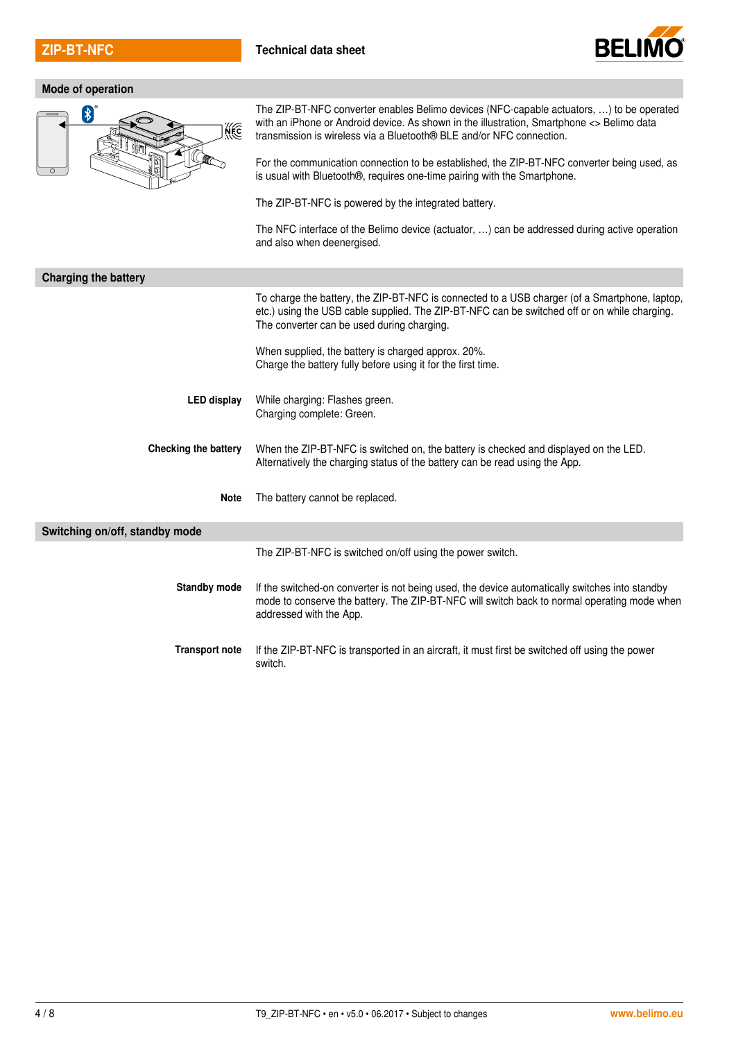## Mode of operation

The ZIP-BT-NFC converter enables Belimo devices (NFC-capable actuators, …) to be operated with an iPhone or Android device. As shown in the illustration, Smartphone <> Belimo data transmission is wireless via a Bluetooth® BLE and/or NFC connection.

For the communication connection to be established, the ZIP-BT-NFC converter being used, as is usual with Bluetooth®, requires one-time pairing with the Smartphone.

The ZIP-BT-NFC is powered by the integrated battery.

The NFC interface of the Belimo device (actuator, …) can be addressed during active operation and also when deenergised.

## Charging the battery

To charge the battery, the ZIP-BT-NFC is connected to a USB charger (of a Smartphone, laptop, etc.) using the USB cable supplied. The ZIP-BT-NFC can be switched off or on while charging. The converter can be used during charging.

When supplied, the battery is charged approx. 20%.
Charge the battery fully before using it for the first time.

**LED display**

While charging: Flashes green.
Charging complete: Green.

**Checking the battery**

When the ZIP-BT-NFC is switched on, the battery is checked and displayed on the LED. Alternatively the charging status of the battery can be read using the App.

**Note**

The battery cannot be replaced.

## Switching on/off, standby mode

The ZIP-BT-NFC is switched on/off using the power switch.

**Standby mode**

If the switched-on converter is not being used, the device automatically switches into standby mode to conserve the battery. The ZIP-BT-NFC will switch back to normal operating mode when addressed with the App.

**Transport note**

If the ZIP-BT-NFC is transported in an aircraft, it must first be switched off using the power switch.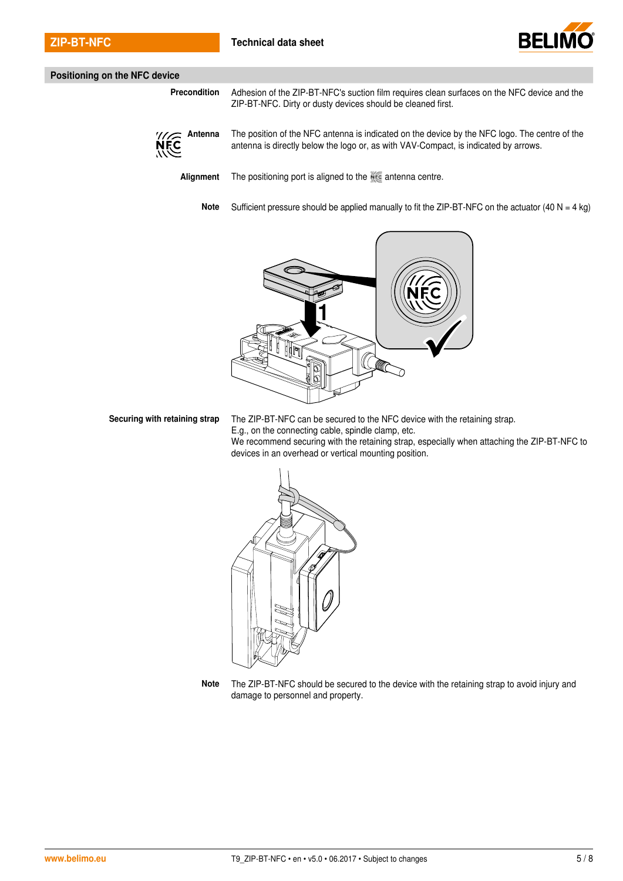## Positioning on the NFC device

**Precondition**

Adhesion of the ZIP-BT-NFC's suction film requires clean surfaces on the NFC device and the ZIP-BT-NFC. Dirty or dusty devices should be cleaned first.

**Antenna**

The position of the NFC antenna is indicated on the device by the NFC logo. The centre of the antenna is directly below the logo or, as with VAV-Compact, is indicated by arrows.

**Alignment**

The positioning port is aligned to the NFC antenna centre.

**Note**

Sufficient pressure should be applied manually to fit the ZIP-BT-NFC on the actuator (40 N = 4 kg)

**Securing with retaining strap**

The ZIP-BT-NFC can be secured to the NFC device with the retaining strap.
E.g., on the connecting cable, spindle clamp, etc.
We recommend securing with the retaining strap, especially when attaching the ZIP-BT-NFC to devices in an overhead or vertical mounting position.

**Note**

The ZIP-BT-NFC should be secured to the device with the retaining strap to avoid injury and damage to personnel and property.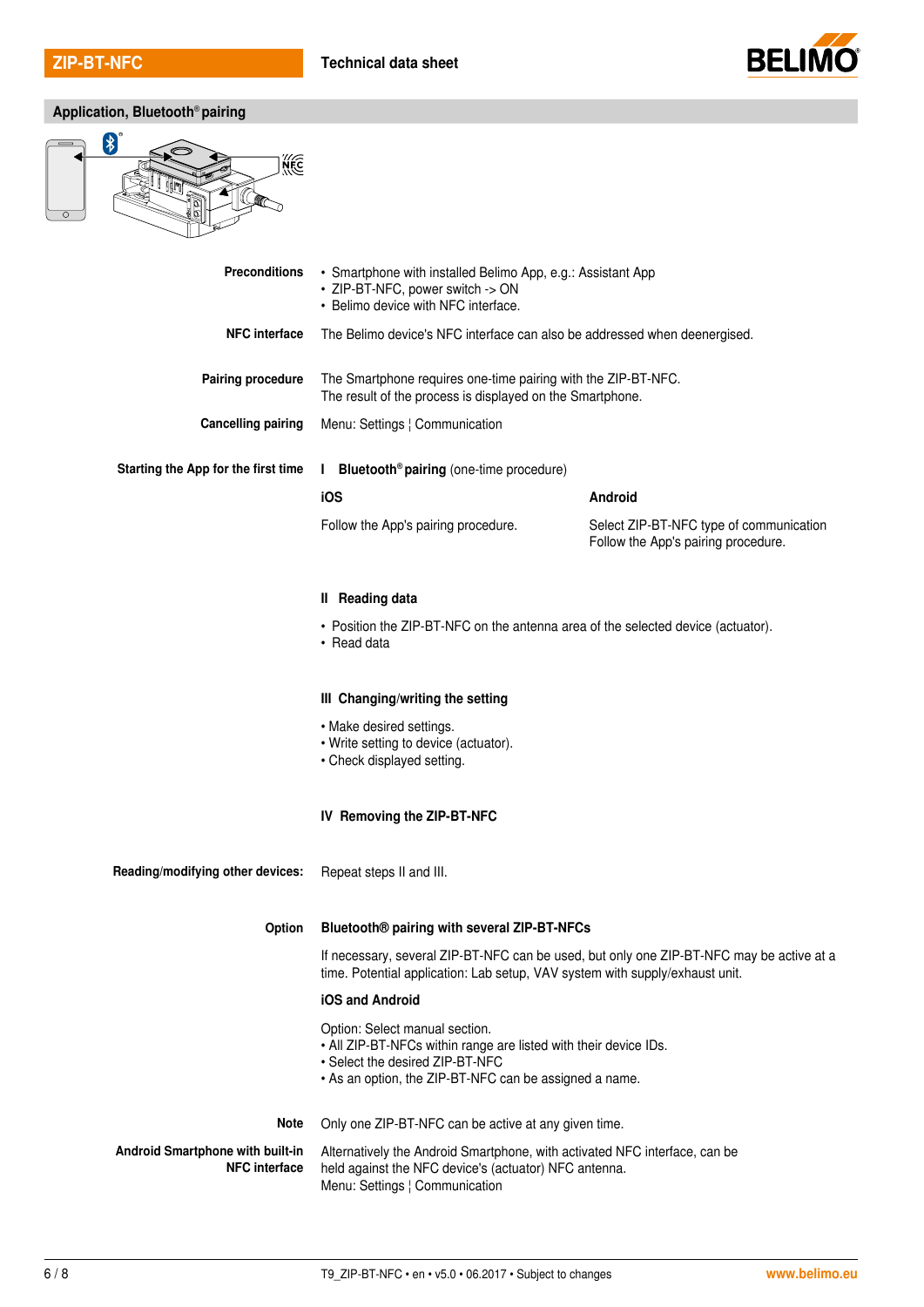## Application, Bluetooth® pairing

**Preconditions**
- Smartphone with installed Belimo App, e.g.: Assistant App
- ZIP-BT-NFC, power switch -> ON
- Belimo device with NFC interface.

**NFC interface** The Belimo device's NFC interface can also be addressed when deenergised.

**Pairing procedure** The Smartphone requires one-time pairing with the ZIP-BT-NFC. The result of the process is displayed on the Smartphone.

**Cancelling pairing** Menu: Settings ¦ Communication

**Starting the App for the first time**

**I Bluetooth® pairing** (one-time procedure)

| iOS | Android |
| --- | --- |
| Follow the App's pairing procedure. | Select ZIP-BT-NFC type of communication<br>Follow the App's pairing procedure. |

**II Reading data**

- Position the ZIP-BT-NFC on the antenna area of the selected device (actuator).
- Read data

**III Changing/writing the setting**

- Make desired settings.
- Write setting to device (actuator).
- Check displayed setting.

**IV Removing the ZIP-BT-NFC**

**Reading/modifying other devices:** Repeat steps II and III.

**Option** **Bluetooth® pairing with several ZIP-BT-NFCs**

If necessary, several ZIP-BT-NFC can be used, but only one ZIP-BT-NFC may be active at a time. Potential application: Lab setup, VAV system with supply/exhaust unit.

**iOS and Android**

Option: Select manual section.
- All ZIP-BT-NFCs within range are listed with their device IDs.
- Select the desired ZIP-BT-NFC
- As an option, the ZIP-BT-NFC can be assigned a name.

**Note** Only one ZIP-BT-NFC can be active at any given time.

**Android Smartphone with built-in NFC interface** Alternatively the Android Smartphone, with activated NFC interface, can be held against the NFC device's (actuator) NFC antenna.
Menu: Settings ¦ Communication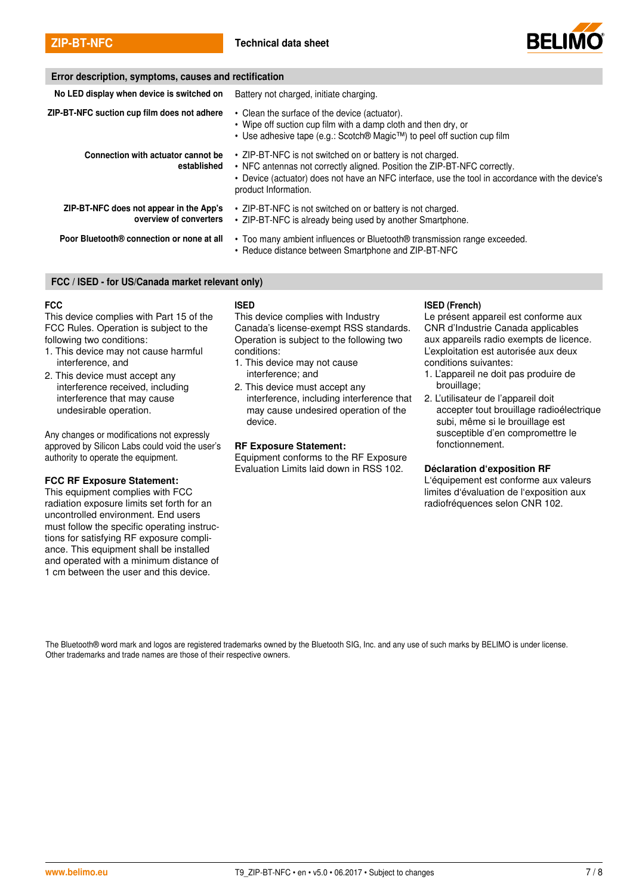## Error description, symptoms, causes and rectification

| | |
|---|---|
| **No LED display when device is switched on** | Battery not charged, initiate charging. |
| **ZIP-BT-NFC suction cup film does not adhere** | • Clean the surface of the device (actuator).<br>• Wipe off suction cup film with a damp cloth and then dry, or<br>• Use adhesive tape (e.g.: Scotch® Magic™) to peel off suction cup film |
| **Connection with actuator cannot be established** | • ZIP-BT-NFC is not switched on or battery is not charged.<br>• NFC antennas not correctly aligned. Position the ZIP-BT-NFC correctly.<br>• Device (actuator) does not have an NFC interface, use the tool in accordance with the device's product Information. |
| **ZIP-BT-NFC does not appear in the App's overview of converters** | • ZIP-BT-NFC is not switched on or battery is not charged.<br>• ZIP-BT-NFC is already being used by another Smartphone. |
| **Poor Bluetooth® connection or none at all** | • Too many ambient influences or Bluetooth® transmission range exceeded.<br>• Reduce distance between Smartphone and ZIP-BT-NFC |

## FCC / ISED - for US/Canada market relevant only)

### FCC

This device complies with Part 15 of the FCC Rules. Operation is subject to the following two conditions:

1. This device may not cause harmful interference, and
2. This device must accept any interference received, including interference that may cause undesirable operation.

Any changes or modifications not expressly approved by Silicon Labs could void the user's authority to operate the equipment.

**FCC RF Exposure Statement:**
This equipment complies with FCC radiation exposure limits set forth for an uncontrolled environment. End users must follow the specific operating instructions for satisfying RF exposure compliance. This equipment shall be installed and operated with a minimum distance of 1 cm between the user and this device.

### ISED

This device complies with Industry Canada's license-exempt RSS standards. Operation is subject to the following two conditions:

1. This device may not cause interference; and
2. This device must accept any interference, including interference that may cause undesired operation of the device.

**RF Exposure Statement:**
Equipment conforms to the RF Exposure Evaluation Limits laid down in RSS 102.

### ISED (French)

Le présent appareil est conforme aux CNR d'Industrie Canada applicables aux appareils radio exempts de licence. L'exploitation est autorisée aux deux conditions suivantes:

1. L'appareil ne doit pas produire de brouillage;
2. L'utilisateur de l'appareil doit accepter tout brouillage radioélectrique subi, même si le brouillage est susceptible d'en compromettre le fonctionnement.

**Déclaration d'exposition RF**
L'équipement est conforme aux valeurs limites d'évaluation de l'exposition aux radiofréquences selon CNR 102.

The Bluetooth® word mark and logos are registered trademarks owned by the Bluetooth SIG, Inc. and any use of such marks by BELIMO is under license. Other trademarks and trade names are those of their respective owners.